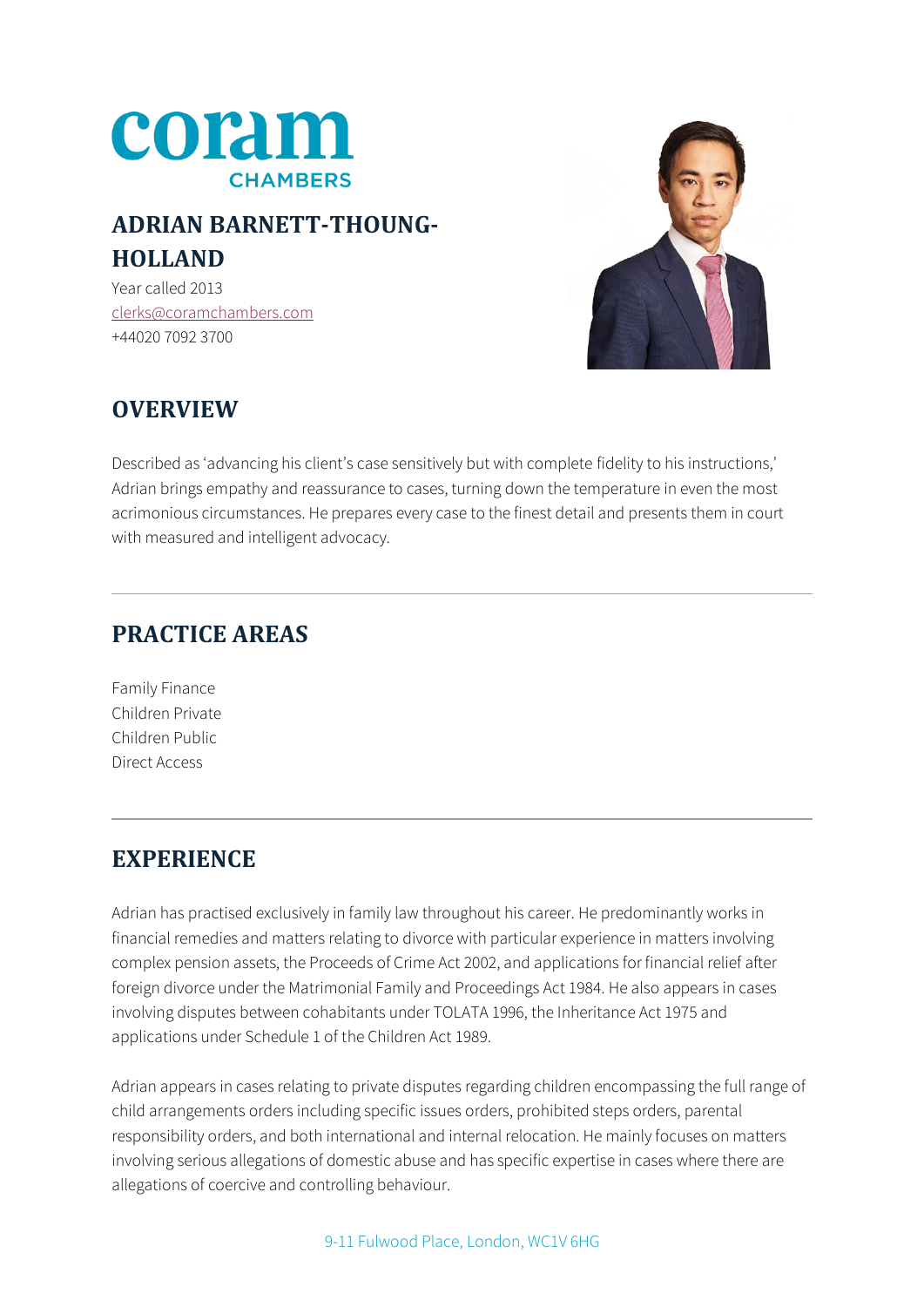coram CHAMBERS

# ADRIAN BARNETT-THOUNG-HOLLAND

Year called 2013
clerks@coramchambers.com
+44020 7092 3700

## OVERVIEW

Described as 'advancing his client's case sensitively but with complete fidelity to his instructions,' Adrian brings empathy and reassurance to cases, turning down the temperature in even the most acrimonious circumstances. He prepares every case to the finest detail and presents them in court with measured and intelligent advocacy.

## PRACTICE AREAS

Family Finance
Children Private
Children Public
Direct Access

## EXPERIENCE

Adrian has practised exclusively in family law throughout his career. He predominantly works in financial remedies and matters relating to divorce with particular experience in matters involving complex pension assets, the Proceeds of Crime Act 2002, and applications for financial relief after foreign divorce under the Matrimonial Family and Proceedings Act 1984. He also appears in cases involving disputes between cohabitants under TOLATA 1996, the Inheritance Act 1975 and applications under Schedule 1 of the Children Act 1989.

Adrian appears in cases relating to private disputes regarding children encompassing the full range of child arrangements orders including specific issues orders, prohibited steps orders, parental responsibility orders, and both international and internal relocation. He mainly focuses on matters involving serious allegations of domestic abuse and has specific expertise in cases where there are allegations of coercive and controlling behaviour.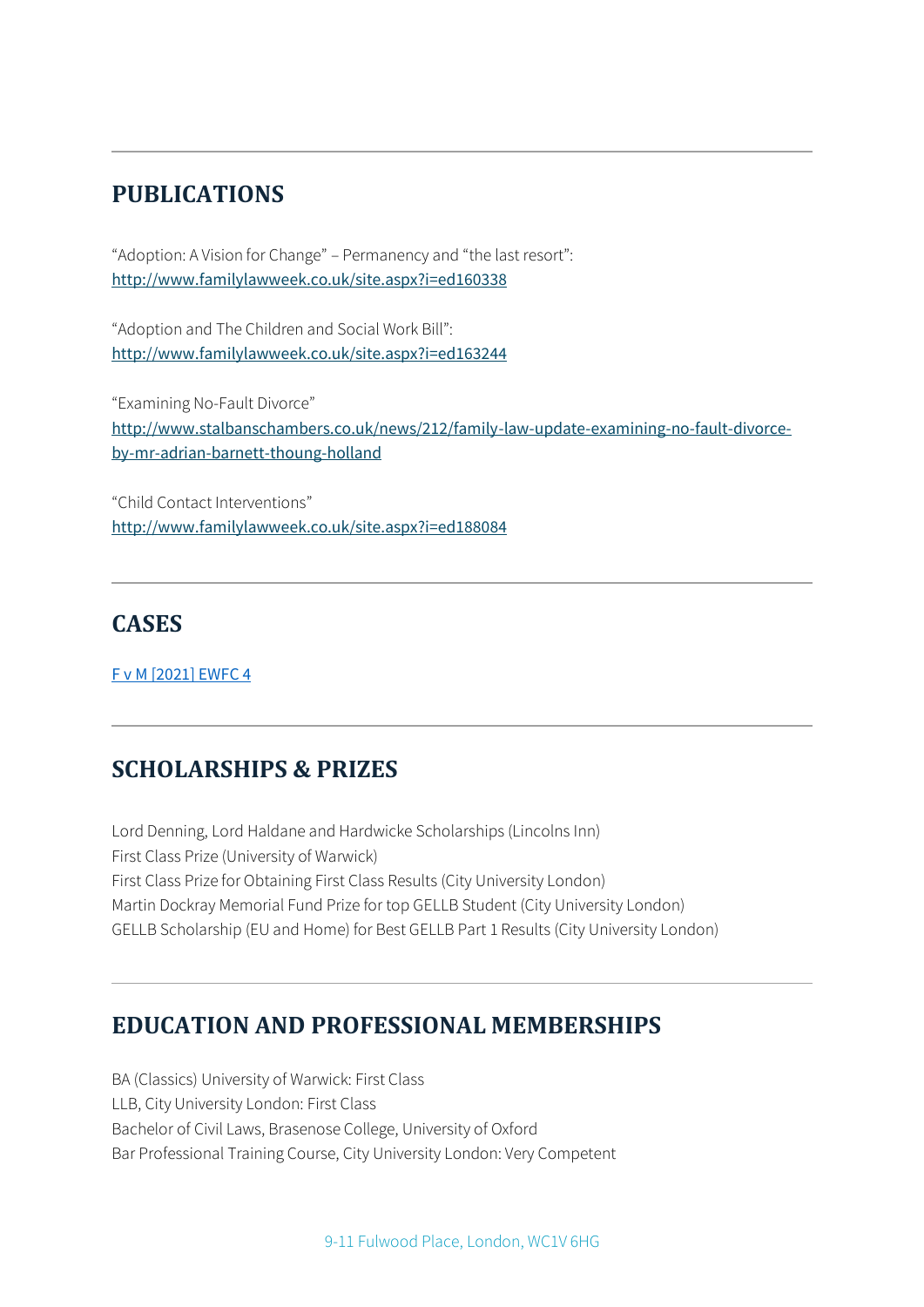## PUBLICATIONS

"Adoption: A Vision for Change" – Permanency and "the last resort":
[http://www.familylawweek.co.uk/site.aspx?i=ed160338](http://www.familylawweek.co.uk/site.aspx?i=ed160338)

"Adoption and The Children and Social Work Bill":
[http://www.familylawweek.co.uk/site.aspx?i=ed163244](http://www.familylawweek.co.uk/site.aspx?i=ed163244)

"Examining No-Fault Divorce"
[http://www.stalbanschambers.co.uk/news/212/family-law-update-examining-no-fault-divorce-by-mr-adrian-barnett-thoung-holland](http://www.stalbanschambers.co.uk/news/212/family-law-update-examining-no-fault-divorce-by-mr-adrian-barnett-thoung-holland)

"Child Contact Interventions"
[http://www.familylawweek.co.uk/site.aspx?i=ed188084](http://www.familylawweek.co.uk/site.aspx?i=ed188084)

## CASES

F v M [2021] EWFC 4

## SCHOLARSHIPS & PRIZES

Lord Denning, Lord Haldane and Hardwicke Scholarships (Lincolns Inn)
First Class Prize (University of Warwick)
First Class Prize for Obtaining First Class Results (City University London)
Martin Dockray Memorial Fund Prize for top GELLB Student (City University London)
GELLB Scholarship (EU and Home) for Best GELLB Part 1 Results (City University London)

## EDUCATION AND PROFESSIONAL MEMBERSHIPS

BA (Classics) University of Warwick: First Class
LLB, City University London: First Class
Bachelor of Civil Laws, Brasenose College, University of Oxford
Bar Professional Training Course, City University London: Very Competent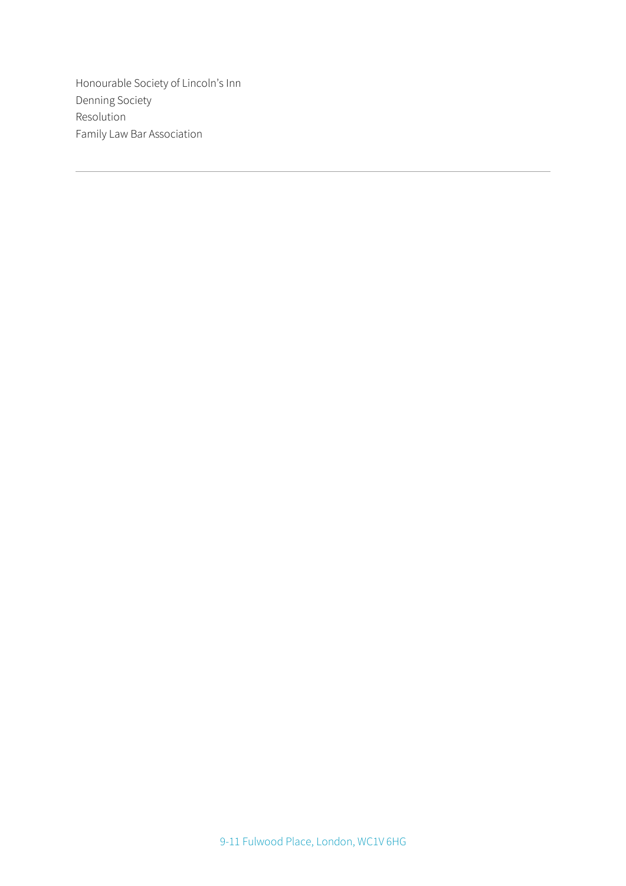Honourable Society of Lincoln's Inn
Denning Society
Resolution
Family Law Bar Association

---

9-11 Fulwood Place, London, WC1V 6HG